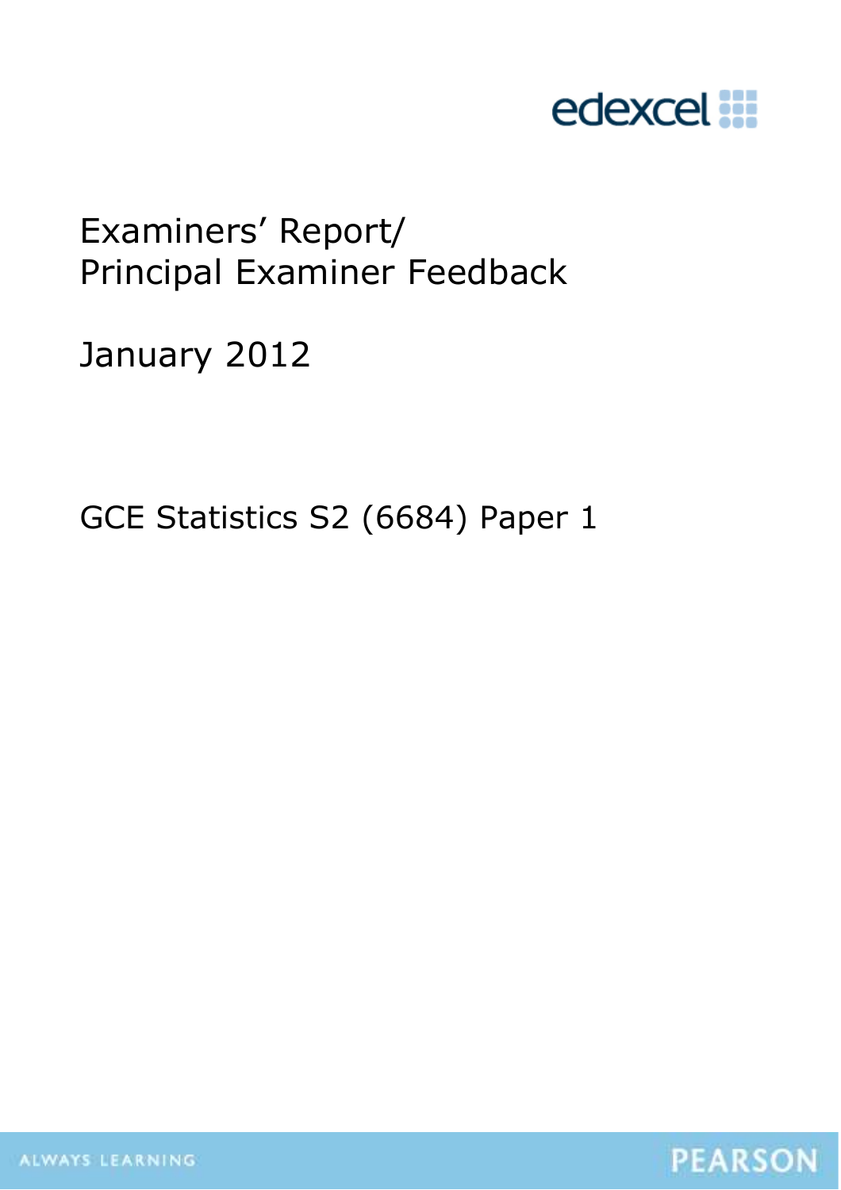edexcel

# Examiners' Report/ Principal Examiner Feedback

January 2012

GCE Statistics S2 (6684) Paper 1

ALWAYS LEARNING

PEARSON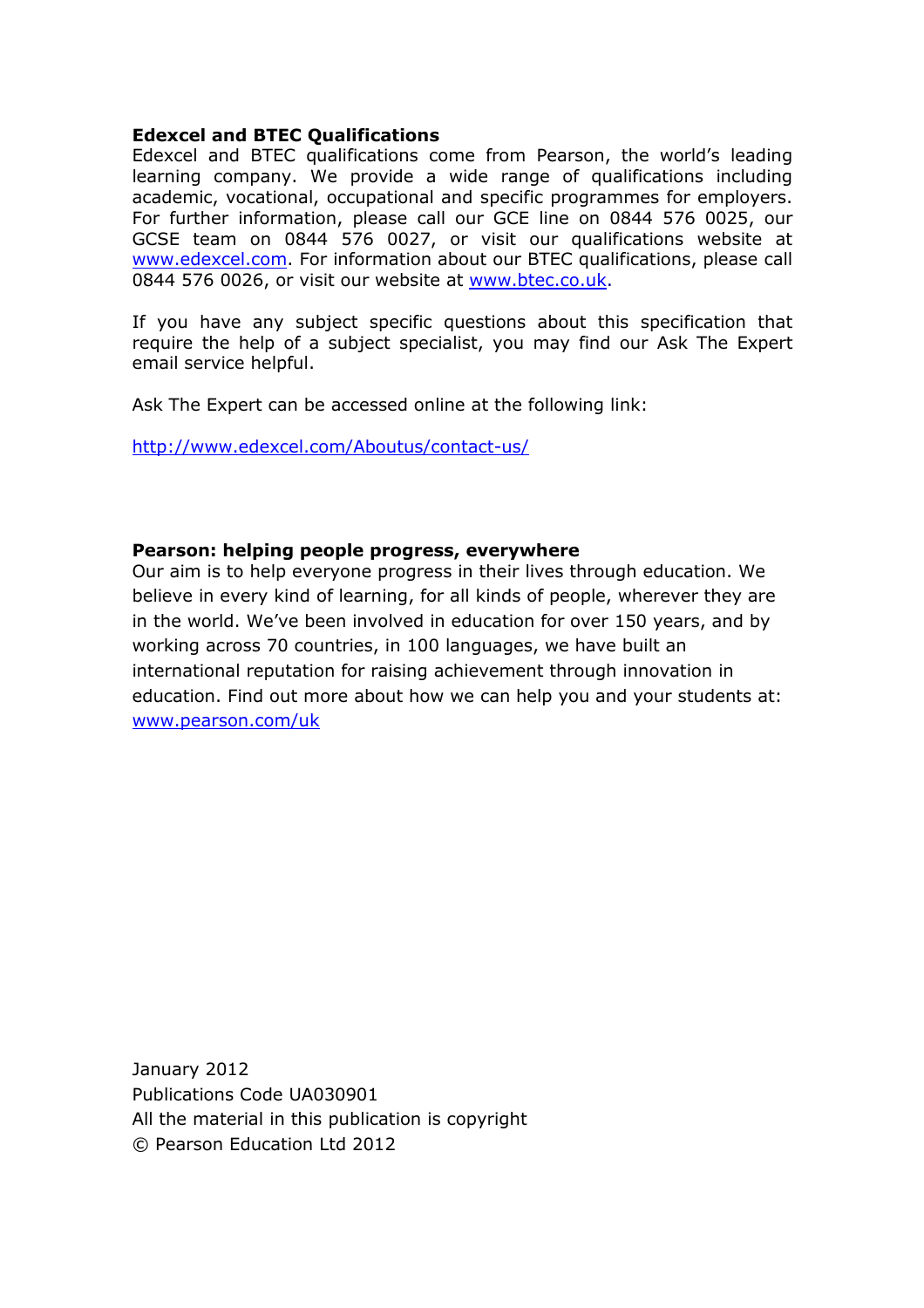**Edexcel and BTEC Qualifications**

Edexcel and BTEC qualifications come from Pearson, the world's leading learning company. We provide a wide range of qualifications including academic, vocational, occupational and specific programmes for employers. For further information, please call our GCE line on 0844 576 0025, our GCSE team on 0844 576 0027, or visit our qualifications website at www.edexcel.com. For information about our BTEC qualifications, please call 0844 576 0026, or visit our website at www.btec.co.uk.

If you have any subject specific questions about this specification that require the help of a subject specialist, you may find our Ask The Expert email service helpful.

Ask The Expert can be accessed online at the following link:

http://www.edexcel.com/Aboutus/contact-us/

**Pearson: helping people progress, everywhere**

Our aim is to help everyone progress in their lives through education. We believe in every kind of learning, for all kinds of people, wherever they are in the world. We've been involved in education for over 150 years, and by working across 70 countries, in 100 languages, we have built an international reputation for raising achievement through innovation in education. Find out more about how we can help you and your students at: www.pearson.com/uk

January 2012
Publications Code UA030901
All the material in this publication is copyright
© Pearson Education Ltd 2012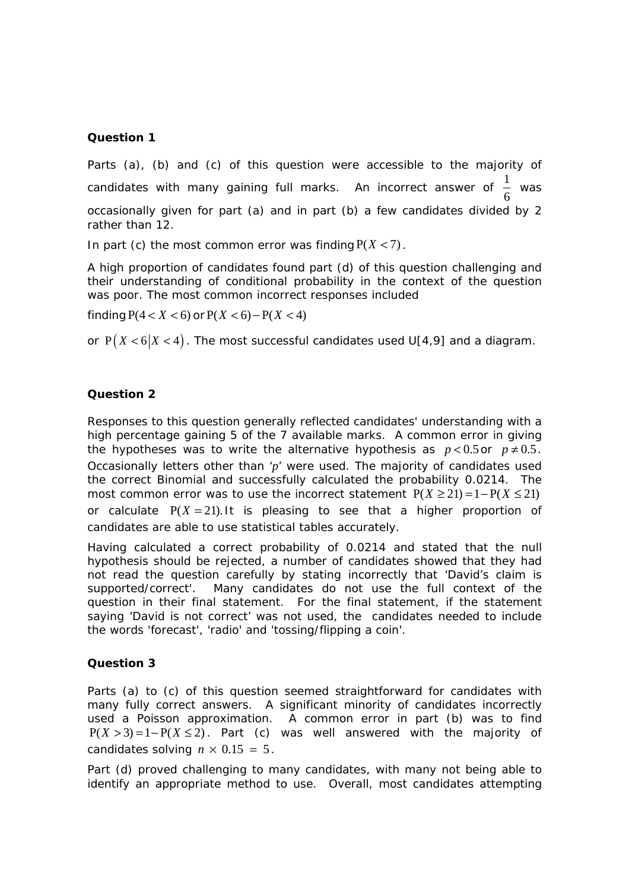**Question 1**

Parts (a), (b) and (c) of this question were accessible to the majority of candidates with many gaining full marks. An incorrect answer of $\frac{1}{6}$ was occasionally given for part (a) and in part (b) a few candidates divided by 2 rather than 12.

In part (c) the most common error was finding $\mathrm{P}(X < 7)$.

A high proportion of candidates found part (d) of this question challenging and their understanding of conditional probability in the context of the question was poor. The most common incorrect responses included

finding $\mathrm{P}(4 < X < 6)$ or $\mathrm{P}(X < 6) - \mathrm{P}(X < 4)$

or $\mathrm{P}\left(X < 6 \middle| X < 4\right)$. The most successful candidates used U[4,9] and a diagram.

**Question 2**

Responses to this question generally reflected candidates' understanding with a high percentage gaining 5 of the 7 available marks. A common error in giving the hypotheses was to write the alternative hypothesis as $p < 0.5$ or $p \neq 0.5$. Occasionally letters other than '$p$' were used. The majority of candidates used the correct Binomial and successfully calculated the probability 0.0214. The most common error was to use the incorrect statement $\mathrm{P}(X \geq 21) = 1 - \mathrm{P}(X \leq 21)$ or calculate $\mathrm{P}(X = 21)$. It is pleasing to see that a higher proportion of candidates are able to use statistical tables accurately.

Having calculated a correct probability of 0.0214 and stated that the null hypothesis should be rejected, a number of candidates showed that they had not read the question carefully by stating incorrectly that 'David's claim is supported/correct'. Many candidates do not use the full context of the question in their final statement. For the final statement, if the statement saying 'David is not correct' was not used, the candidates needed to include the words 'forecast', 'radio' and 'tossing/flipping a coin'.

**Question 3**

Parts (a) to (c) of this question seemed straightforward for candidates with many fully correct answers. A significant minority of candidates incorrectly used a Poisson approximation. A common error in part (b) was to find $\mathrm{P}(X > 3) = 1 - \mathrm{P}(X \leq 2)$. Part (c) was well answered with the majority of candidates solving $n \times 0.15 = 5$.

Part (d) proved challenging to many candidates, with many not being able to identify an appropriate method to use. Overall, most candidates attempting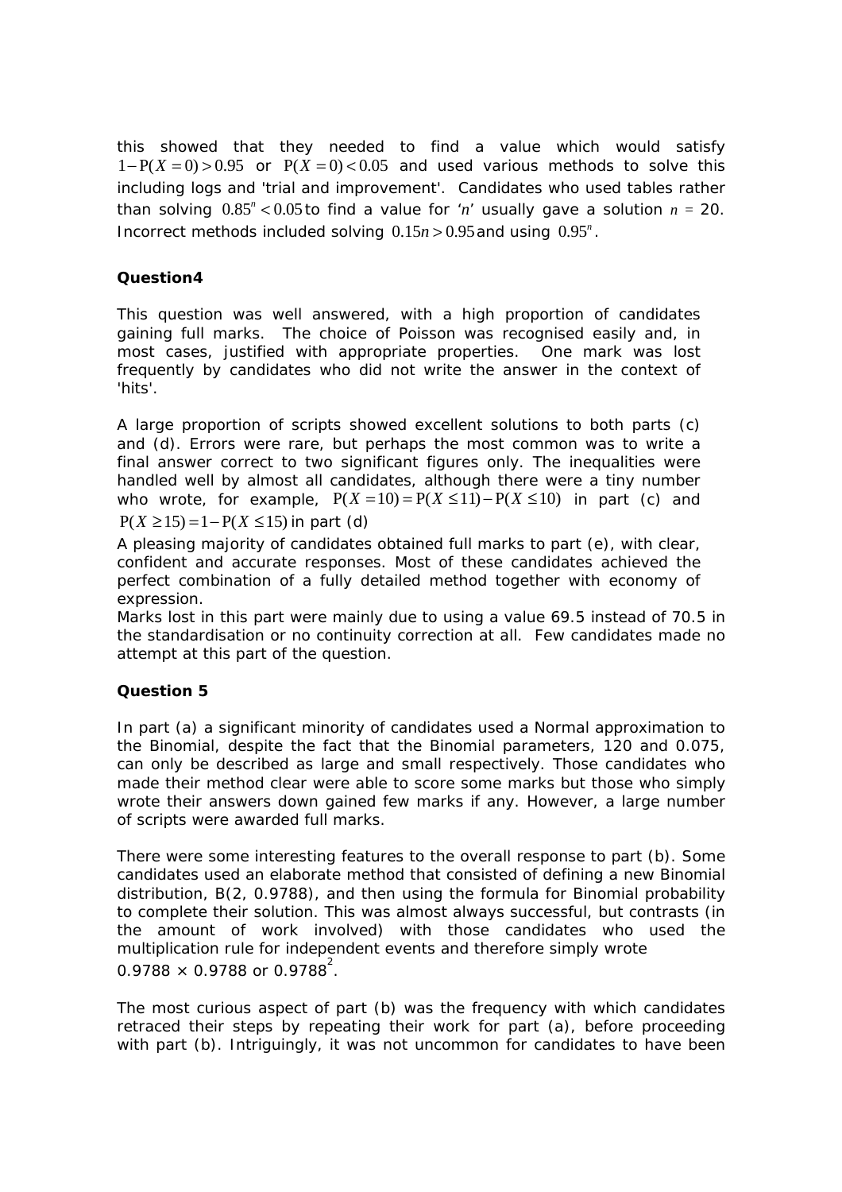this showed that they needed to find a value which would satisfy $1-\mathrm{P}(X=0)>0.95$ or $\mathrm{P}(X=0)<0.05$ and used various methods to solve this including logs and 'trial and improvement'. Candidates who used tables rather than solving $0.85^n<0.05$ to find a value for '$n$' usually gave a solution $n$ = 20. Incorrect methods included solving $0.15n>0.95$ and using $0.95^n$.

**Question4**

This question was well answered, with a high proportion of candidates gaining full marks. The choice of Poisson was recognised easily and, in most cases, justified with appropriate properties. One mark was lost frequently by candidates who did not write the answer in the context of 'hits'.

A large proportion of scripts showed excellent solutions to both parts (c) and (d). Errors were rare, but perhaps the most common was to write a final answer correct to two significant figures only. The inequalities were handled well by almost all candidates, although there were a tiny number who wrote, for example, $\mathrm{P}(X=10)=\mathrm{P}(X\le 11)-\mathrm{P}(X\le 10)$ in part (c) and $\mathrm{P}(X\ge 15)=1-\mathrm{P}(X\le 15)$ in part (d)

A pleasing majority of candidates obtained full marks to part (e), with clear, confident and accurate responses. Most of these candidates achieved the perfect combination of a fully detailed method together with economy of expression.

Marks lost in this part were mainly due to using a value 69.5 instead of 70.5 in the standardisation or no continuity correction at all. Few candidates made no attempt at this part of the question.

**Question 5**

In part (a) a significant minority of candidates used a Normal approximation to the Binomial, despite the fact that the Binomial parameters, 120 and 0.075, can only be described as large and small respectively. Those candidates who made their method clear were able to score some marks but those who simply wrote their answers down gained few marks if any. However, a large number of scripts were awarded full marks.

There were some interesting features to the overall response to part (b). Some candidates used an elaborate method that consisted of defining a new Binomial distribution, B(2, 0.9788), and then using the formula for Binomial probability to complete their solution. This was almost always successful, but contrasts (in the amount of work involved) with those candidates who used the multiplication rule for independent events and therefore simply wrote $0.9788 \times 0.9788$ or $0.9788^2$.

The most curious aspect of part (b) was the frequency with which candidates retraced their steps by repeating their work for part (a), before proceeding with part (b). Intriguingly, it was not uncommon for candidates to have been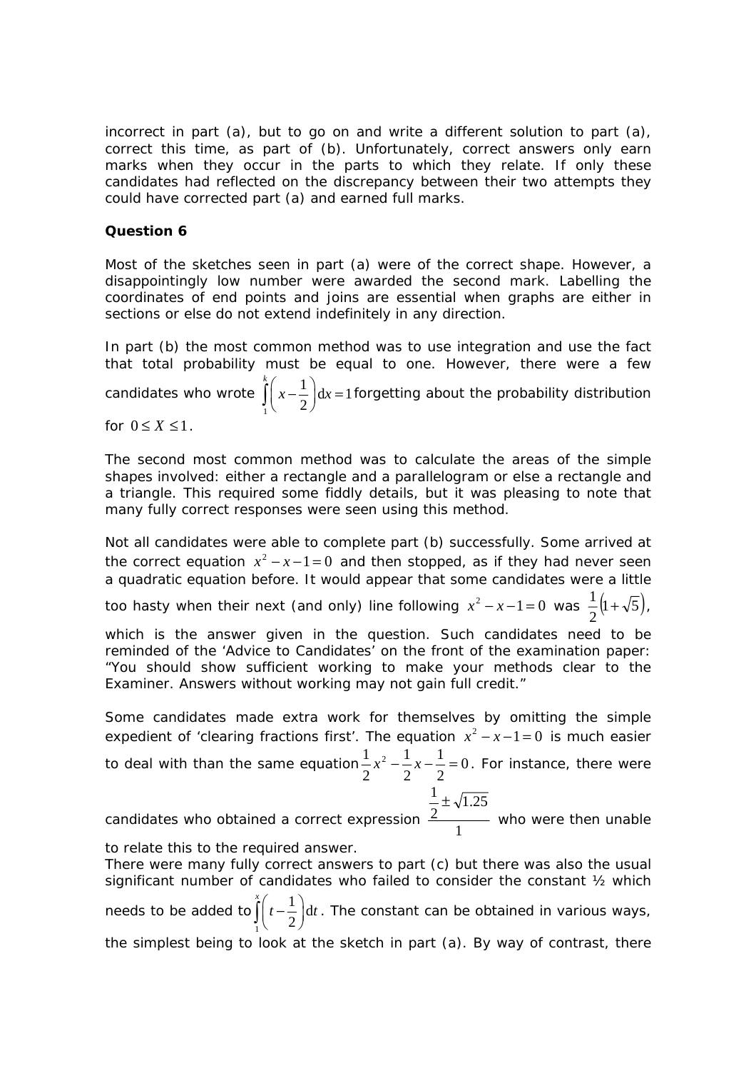incorrect in part (a), but to go on and write a different solution to part (a), correct this time, as part of (b). Unfortunately, correct answers only earn marks when they occur in the parts to which they relate. If only these candidates had reflected on the discrepancy between their two attempts they could have corrected part (a) and earned full marks.

**Question 6**

Most of the sketches seen in part (a) were of the correct shape. However, a disappointingly low number were awarded the second mark. Labelling the coordinates of end points and joins are essential when graphs are either in sections or else do not extend indefinitely in any direction.

In part (b) the most common method was to use integration and use the fact that total probability must be equal to one. However, there were a few candidates who wrote $\int_1^k \left( x - \frac{1}{2} \right) \mathrm{d}x = 1$ forgetting about the probability distribution for $0 \le X \le 1$.

The second most common method was to calculate the areas of the simple shapes involved: either a rectangle and a parallelogram or else a rectangle and a triangle. This required some fiddly details, but it was pleasing to note that many fully correct responses were seen using this method.

Not all candidates were able to complete part (b) successfully. Some arrived at the correct equation $x^2 - x - 1 = 0$ and then stopped, as if they had never seen a quadratic equation before. It would appear that some candidates were a little too hasty when their next (and only) line following $x^2 - x - 1 = 0$ was $\frac{1}{2}\left(1 + \sqrt{5}\right)$, which is the answer given in the question. Such candidates need to be reminded of the 'Advice to Candidates' on the front of the examination paper: "You should show sufficient working to make your methods clear to the Examiner. Answers without working may not gain full credit."

Some candidates made extra work for themselves by omitting the simple expedient of 'clearing fractions first'. The equation $x^2 - x - 1 = 0$ is much easier to deal with than the same equation $\frac{1}{2}x^2 - \frac{1}{2}x - \frac{1}{2} = 0$. For instance, there were candidates who obtained a correct expression $\dfrac{\frac{1}{2} \pm \sqrt{1.25}}{1}$ who were then unable to relate this to the required answer.

There were many fully correct answers to part (c) but there was also the usual significant number of candidates who failed to consider the constant ½ which needs to be added to $\int_1^x \left( t - \frac{1}{2} \right) \mathrm{d}t$. The constant can be obtained in various ways, the simplest being to look at the sketch in part (a). By way of contrast, there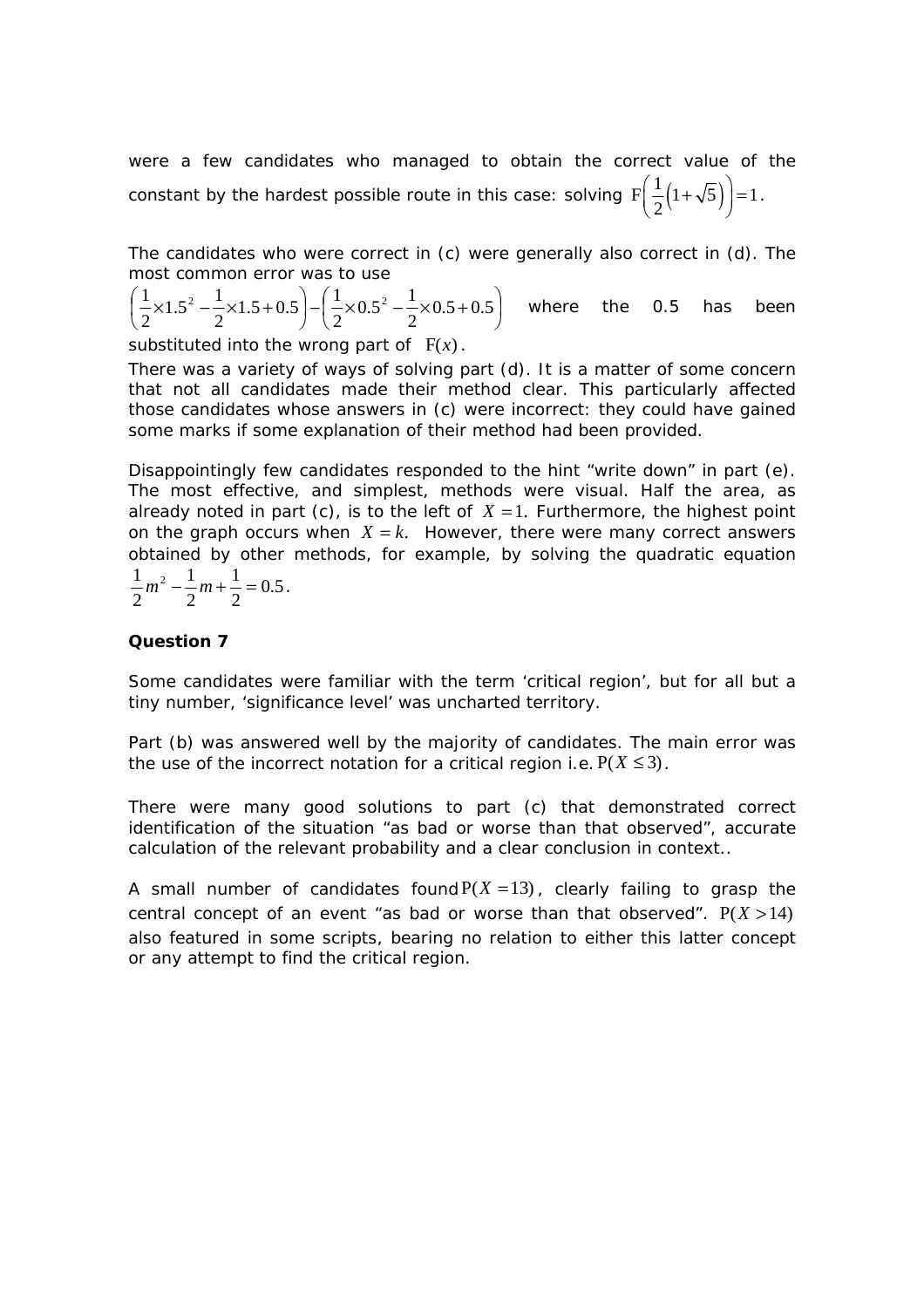were a few candidates who managed to obtain the correct value of the constant by the hardest possible route in this case: solving $\mathrm{F}\left(\frac{1}{2}\left(1+\sqrt{5}\right)\right)=1$.

The candidates who were correct in (c) were generally also correct in (d). The most common error was to use $\left(\frac{1}{2}\times 1.5^2-\frac{1}{2}\times 1.5+0.5\right)-\left(\frac{1}{2}\times 0.5^2-\frac{1}{2}\times 0.5+0.5\right)$ where the 0.5 has been substituted into the wrong part of $\mathrm{F}(x)$.

There was a variety of ways of solving part (d). It is a matter of some concern that not all candidates made their method clear. This particularly affected those candidates whose answers in (c) were incorrect: they could have gained some marks if some explanation of their method had been provided.

Disappointingly few candidates responded to the hint "write down" in part (e). The most effective, and simplest, methods were visual. Half the area, as already noted in part (c), is to the left of $X=1$. Furthermore, the highest point on the graph occurs when $X=k$. However, there were many correct answers obtained by other methods, for example, by solving the quadratic equation $\frac{1}{2}m^2-\frac{1}{2}m+\frac{1}{2}=0.5$.

**Question 7**

Some candidates were familiar with the term 'critical region', but for all but a tiny number, 'significance level' was uncharted territory.

Part (b) was answered well by the majority of candidates. The main error was the use of the incorrect notation for a critical region i.e. $\mathrm{P}(X\le 3)$.

There were many good solutions to part (c) that demonstrated correct identification of the situation "as bad or worse than that observed", accurate calculation of the relevant probability and a clear conclusion in context..

A small number of candidates found $\mathrm{P}(X=13)$, clearly failing to grasp the central concept of an event "as bad or worse than that observed". $\mathrm{P}(X>14)$ also featured in some scripts, bearing no relation to either this latter concept or any attempt to find the critical region.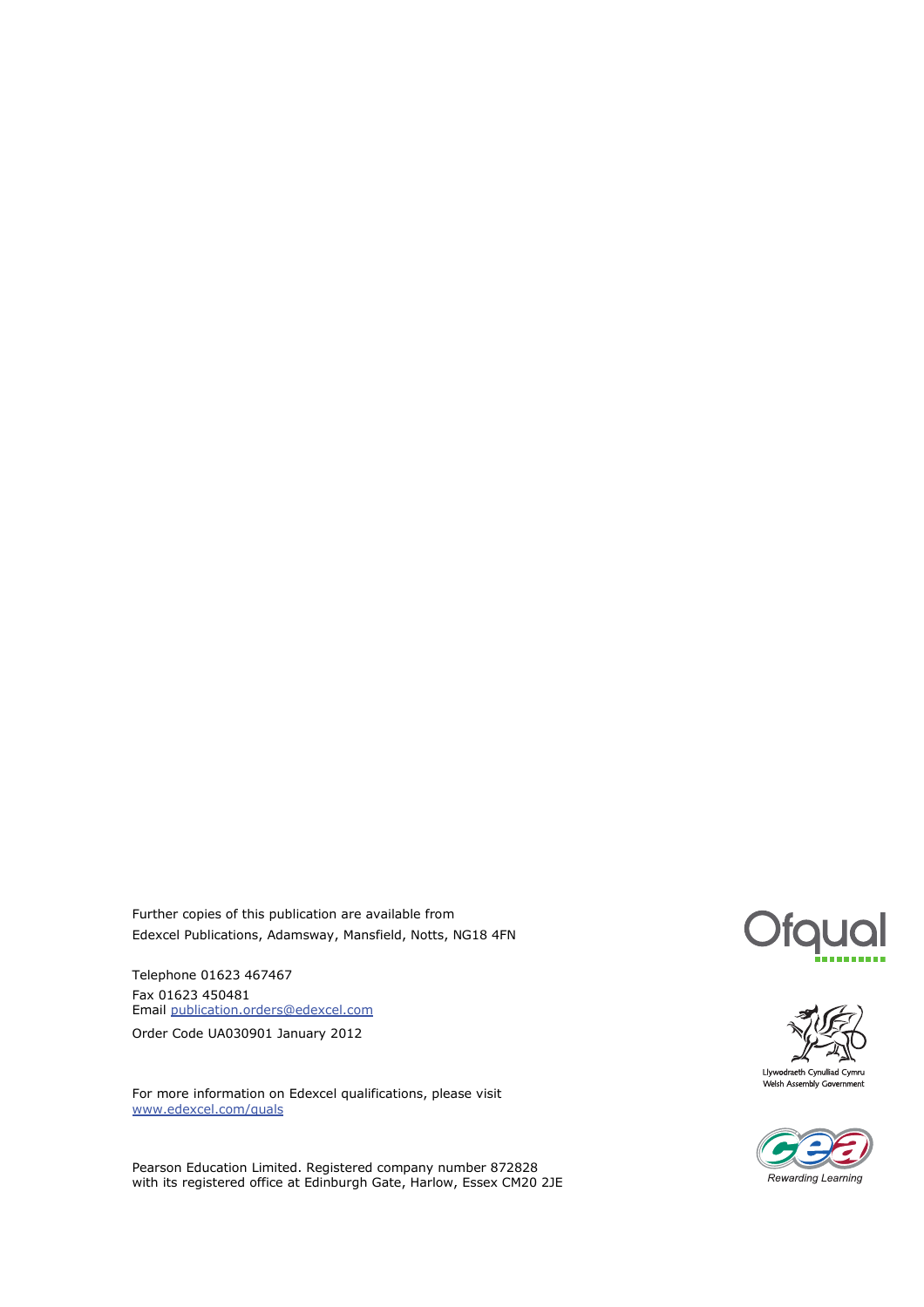Further copies of this publication are available from
Edexcel Publications, Adamsway, Mansfield, Notts, NG18 4FN

Telephone 01623 467467
Fax 01623 450481
Email publication.orders@edexcel.com

Order Code UA030901 January 2012

For more information on Edexcel qualifications, please visit
www.edexcel.com/quals

Pearson Education Limited. Registered company number 872828
with its registered office at Edinburgh Gate, Harlow, Essex CM20 2JE

Ofqual

Llywodraeth Cynulliad Cymru
Welsh Assembly Government

Rewarding Learning